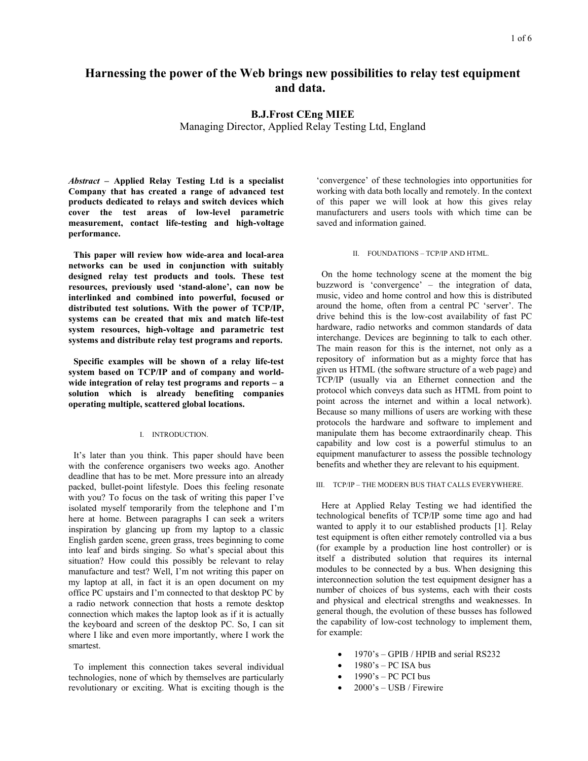# Harnessing the power of the Web brings new possibilities to relay test equipment and data.

**B.J.Frost CEng MIEE**

Managing Director, Applied Relay Testing Ltd, England

*Abstract* – **Applied Relay Testing Ltd is a specialist Company that has created a range of advanced test products dedicated to relays and switch devices which cover the test areas of low-level parametric measurement, contact life-testing and high-voltage performance.**

**This paper will review how wide-area and local-area networks can be used in conjunction with suitably designed relay test products and tools. These test resources, previously used 'stand-alone', can now be interlinked and combined into powerful, focused or distributed test solutions. With the power of TCP/IP, systems can be created that mix and match life-test system resources, high-voltage and parametric test systems and distribute relay test programs and reports.**

**Specific examples will be shown of a relay life-test system based on TCP/IP and of company and world-wide integration of relay test programs and reports – a solution which is already benefiting companies operating multiple, scattered global locations.**

## I. INTRODUCTION.

It's later than you think. This paper should have been with the conference organisers two weeks ago. Another deadline that has to be met. More pressure into an already packed, bullet-point lifestyle. Does this feeling resonate with you? To focus on the task of writing this paper I've isolated myself temporarily from the telephone and I'm here at home. Between paragraphs I can seek a writers inspiration by glancing up from my laptop to a classic English garden scene, green grass, trees beginning to come into leaf and birds singing. So what's special about this situation? How could this possibly be relevant to relay manufacture and test? Well, I'm not writing this paper on my laptop at all, in fact it is an open document on my office PC upstairs and I'm connected to that desktop PC by a radio network connection that hosts a remote desktop connection which makes the laptop look as if it is actually the keyboard and screen of the desktop PC. So, I can sit where I like and even more importantly, where I work the smartest.

To implement this connection takes several individual technologies, none of which by themselves are particularly revolutionary or exciting. What is exciting though is the 'convergence' of these technologies into opportunities for working with data both locally and remotely. In the context of this paper we will look at how this gives relay manufacturers and users tools with which time can be saved and information gained.

## II. FOUNDATIONS – TCP/IP AND HTML.

On the home technology scene at the moment the big buzzword is 'convergence' – the integration of data, music, video and home control and how this is distributed around the home, often from a central PC 'server'. The drive behind this is the low-cost availability of fast PC hardware, radio networks and common standards of data interchange. Devices are beginning to talk to each other. The main reason for this is the internet, not only as a repository of information but as a mighty force that has given us HTML (the software structure of a web page) and TCP/IP (usually via an Ethernet connection and the protocol which conveys data such as HTML from point to point across the internet and within a local network). Because so many millions of users are working with these protocols the hardware and software to implement and manipulate them has become extraordinarily cheap. This capability and low cost is a powerful stimulus to an equipment manufacturer to assess the possible technology benefits and whether they are relevant to his equipment.

## III. TCP/IP – THE MODERN BUS THAT CALLS EVERYWHERE.

Here at Applied Relay Testing we had identified the technological benefits of TCP/IP some time ago and had wanted to apply it to our established products [1]. Relay test equipment is often either remotely controlled via a bus (for example by a production line host controller) or is itself a distributed solution that requires its internal modules to be connected by a bus. When designing this interconnection solution the test equipment designer has a number of choices of bus systems, each with their costs and physical and electrical strengths and weaknesses. In general though, the evolution of these busses has followed the capability of low-cost technology to implement them, for example:

- 1970's – GPIB / HPIB and serial RS232
- 1980's – PC ISA bus
- 1990's – PC PCI bus
- 2000's – USB / Firewire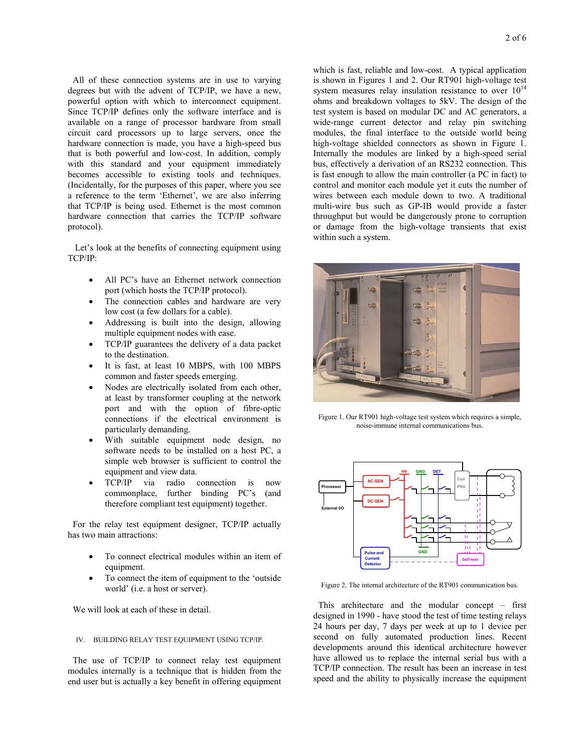All of these connection systems are in use to varying degrees but with the advent of TCP/IP, we have a new, powerful option with which to interconnect equipment. Since TCP/IP defines only the software interface and is available on a range of processor hardware from small circuit card processors up to large servers, once the hardware connection is made, you have a high-speed bus that is both powerful and low-cost. In addition, comply with this standard and your equipment immediately becomes accessible to existing tools and techniques. (Incidentally, for the purposes of this paper, where you see a reference to the term 'Ethernet', we are also inferring that TCP/IP is being used. Ethernet is the most common hardware connection that carries the TCP/IP software protocol).

Let's look at the benefits of connecting equipment using TCP/IP:

- All PC's have an Ethernet network connection port (which hosts the TCP/IP protocol).
- The connection cables and hardware are very low cost (a few dollars for a cable).
- Addressing is built into the design, allowing multiple equipment nodes with ease.
- TCP/IP guarantees the delivery of a data packet to the destination.
- It is fast, at least 10 MBPS, with 100 MBPS common and faster speeds emerging.
- Nodes are electrically isolated from each other, at least by transformer coupling at the network port and with the option of fibre-optic connections if the electrical environment is particularly demanding.
- With suitable equipment node design, no software needs to be installed on a host PC, a simple web browser is sufficient to control the equipment and view data.
- TCP/IP via radio connection is now commonplace, further binding PC's (and therefore compliant test equipment) together.

For the relay test equipment designer, TCP/IP actually has two main attractions:

- To connect electrical modules within an item of equipment.
- To connect the item of equipment to the 'outside world' (i.e. a host or server).

We will look at each of these in detail.

## IV. BUILDING RELAY TEST EQUIPMENT USING TCP/IP.

The use of TCP/IP to connect relay test equipment modules internally is a technique that is hidden from the end user but is actually a key benefit in offering equipment which is fast, reliable and low-cost. A typical application is shown in Figures 1 and 2. Our RT901 high-voltage test system measures relay insulation resistance to over $10^{14}$ ohms and breakdown voltages to 5kV. The design of the test system is based on modular DC and AC generators, a wide-range current detector and relay pin switching modules, the final interface to the outside world being high-voltage shielded connectors as shown in Figure 1. Internally the modules are linked by a high-speed serial bus, effectively a derivation of an RS232 connection. This is fast enough to allow the main controller (a PC in fact) to control and monitor each module yet it cuts the number of wires between each module down to two. A traditional multi-wire bus such as GP-IB would provide a faster throughput but would be dangerously prone to corruption or damage from the high-voltage transients that exist within such a system.

Figure 1. Our RT901 high-voltage test system which requires a simple, noise-immune internal communications bus.

Figure 2. The internal architecture of the RT901 communication bus.

This architecture and the modular concept – first designed in 1990 - have stood the test of time testing relays 24 hours per day, 7 days per week at up to 1 device per second on fully automated production lines. Recent developments around this identical architecture however have allowed us to replace the internal serial bus with a TCP/IP connection. The result has been an increase in test speed and the ability to physically increase the equipment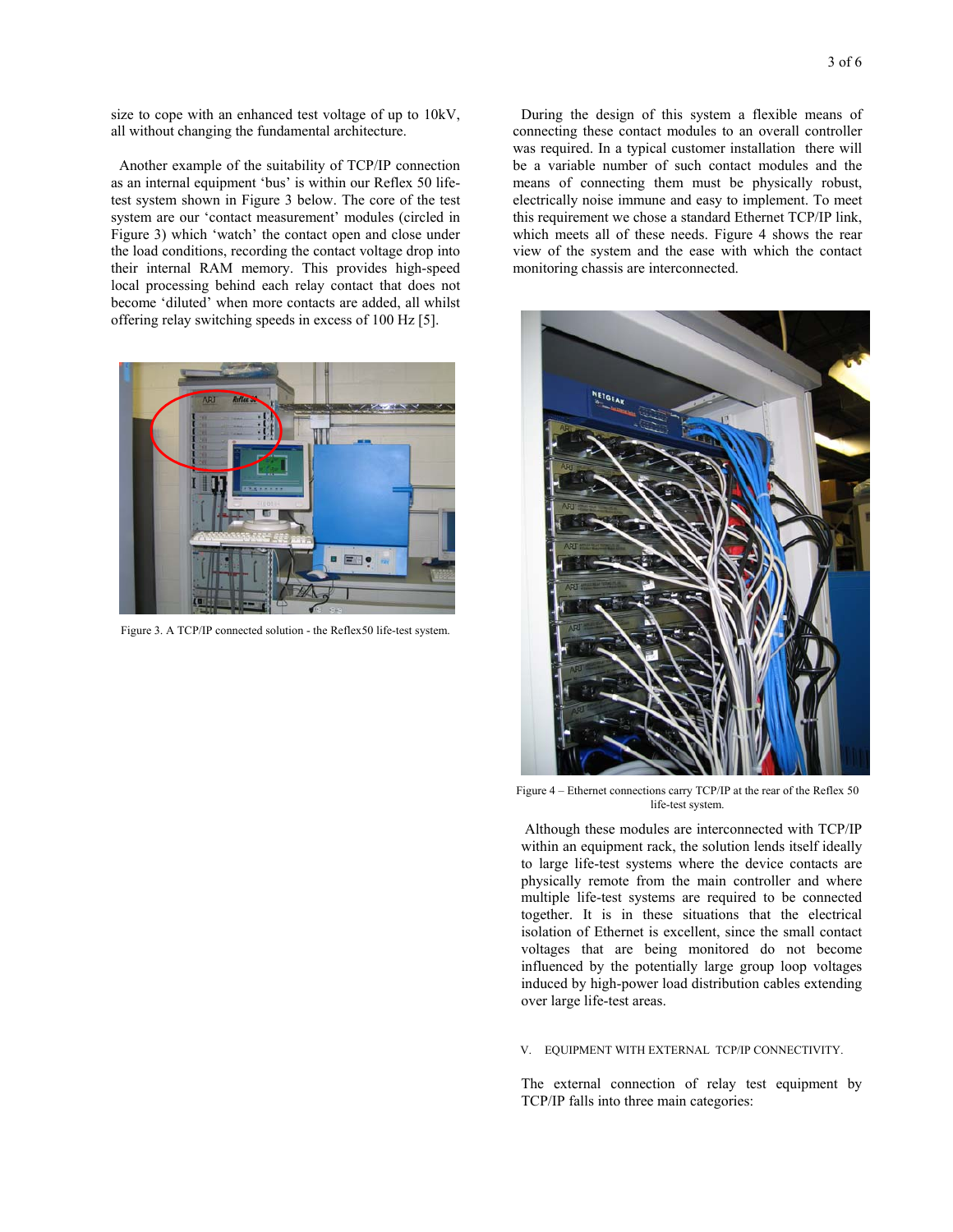size to cope with an enhanced test voltage of up to 10kV, all without changing the fundamental architecture.

Another example of the suitability of TCP/IP connection as an internal equipment 'bus' is within our Reflex 50 life-test system shown in Figure 3 below. The core of the test system are our 'contact measurement' modules (circled in Figure 3) which 'watch' the contact open and close under the load conditions, recording the contact voltage drop into their internal RAM memory. This provides high-speed local processing behind each relay contact that does not become 'diluted' when more contacts are added, all whilst offering relay switching speeds in excess of 100 Hz [5].

Figure 3. A TCP/IP connected solution - the Reflex50 life-test system.

During the design of this system a flexible means of connecting these contact modules to an overall controller was required. In a typical customer installation there will be a variable number of such contact modules and the means of connecting them must be physically robust, electrically noise immune and easy to implement. To meet this requirement we chose a standard Ethernet TCP/IP link, which meets all of these needs. Figure 4 shows the rear view of the system and the ease with which the contact monitoring chassis are interconnected.

Figure 4 – Ethernet connections carry TCP/IP at the rear of the Reflex 50 life-test system.

Although these modules are interconnected with TCP/IP within an equipment rack, the solution lends itself ideally to large life-test systems where the device contacts are physically remote from the main controller and where multiple life-test systems are required to be connected together. It is in these situations that the electrical isolation of Ethernet is excellent, since the small contact voltages that are being monitored do not become influenced by the potentially large group loop voltages induced by high-power load distribution cables extending over large life-test areas.

## V. EQUIPMENT WITH EXTERNAL TCP/IP CONNECTIVITY.

The external connection of relay test equipment by TCP/IP falls into three main categories: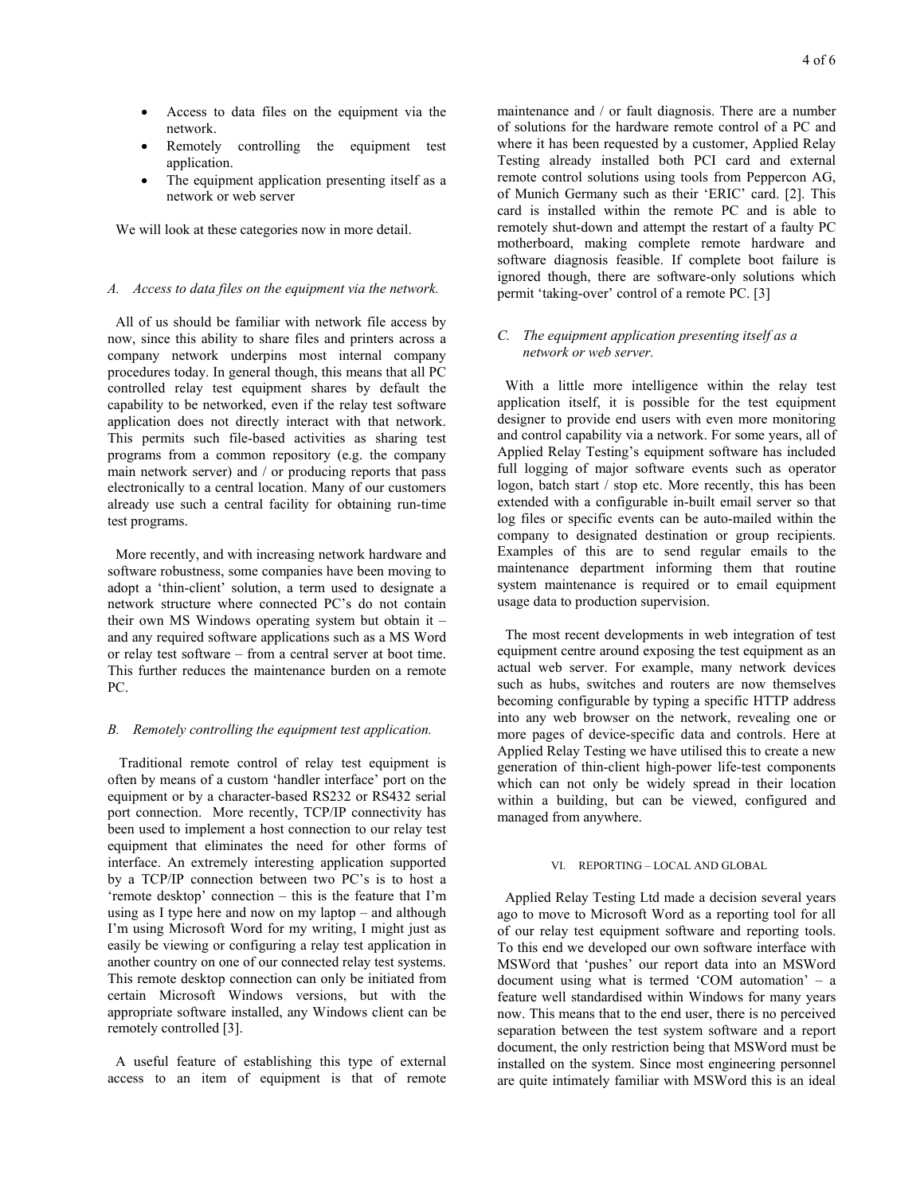- Access to data files on the equipment via the network.
- Remotely controlling the equipment test application.
- The equipment application presenting itself as a network or web server

We will look at these categories now in more detail.

### *A. Access to data files on the equipment via the network.*

All of us should be familiar with network file access by now, since this ability to share files and printers across a company network underpins most internal company procedures today. In general though, this means that all PC controlled relay test equipment shares by default the capability to be networked, even if the relay test software application does not directly interact with that network. This permits such file-based activities as sharing test programs from a common repository (e.g. the company main network server) and / or producing reports that pass electronically to a central location. Many of our customers already use such a central facility for obtaining run-time test programs.

More recently, and with increasing network hardware and software robustness, some companies have been moving to adopt a 'thin-client' solution, a term used to designate a network structure where connected PC's do not contain their own MS Windows operating system but obtain it – and any required software applications such as a MS Word or relay test software – from a central server at boot time. This further reduces the maintenance burden on a remote PC.

### *B. Remotely controlling the equipment test application.*

Traditional remote control of relay test equipment is often by means of a custom 'handler interface' port on the equipment or by a character-based RS232 or RS432 serial port connection. More recently, TCP/IP connectivity has been used to implement a host connection to our relay test equipment that eliminates the need for other forms of interface. An extremely interesting application supported by a TCP/IP connection between two PC's is to host a 'remote desktop' connection – this is the feature that I'm using as I type here and now on my laptop – and although I'm using Microsoft Word for my writing, I might just as easily be viewing or configuring a relay test application in another country on one of our connected relay test systems. This remote desktop connection can only be initiated from certain Microsoft Windows versions, but with the appropriate software installed, any Windows client can be remotely controlled [3].

A useful feature of establishing this type of external access to an item of equipment is that of remote maintenance and / or fault diagnosis. There are a number of solutions for the hardware remote control of a PC and where it has been requested by a customer, Applied Relay Testing already installed both PCI card and external remote control solutions using tools from Peppercon AG, of Munich Germany such as their 'ERIC' card. [2]. This card is installed within the remote PC and is able to remotely shut-down and attempt the restart of a faulty PC motherboard, making complete remote hardware and software diagnosis feasible. If complete boot failure is ignored though, there are software-only solutions which permit 'taking-over' control of a remote PC. [3]

### *C. The equipment application presenting itself as a network or web server.*

With a little more intelligence within the relay test application itself, it is possible for the test equipment designer to provide end users with even more monitoring and control capability via a network. For some years, all of Applied Relay Testing's equipment software has included full logging of major software events such as operator logon, batch start / stop etc. More recently, this has been extended with a configurable in-built email server so that log files or specific events can be auto-mailed within the company to designated destination or group recipients. Examples of this are to send regular emails to the maintenance department informing them that routine system maintenance is required or to email equipment usage data to production supervision.

The most recent developments in web integration of test equipment centre around exposing the test equipment as an actual web server. For example, many network devices such as hubs, switches and routers are now themselves becoming configurable by typing a specific HTTP address into any web browser on the network, revealing one or more pages of device-specific data and controls. Here at Applied Relay Testing we have utilised this to create a new generation of thin-client high-power life-test components which can not only be widely spread in their location within a building, but can be viewed, configured and managed from anywhere.

## VI. REPORTING – LOCAL AND GLOBAL

Applied Relay Testing Ltd made a decision several years ago to move to Microsoft Word as a reporting tool for all of our relay test equipment software and reporting tools. To this end we developed our own software interface with MSWord that 'pushes' our report data into an MSWord document using what is termed 'COM automation' – a feature well standardised within Windows for many years now. This means that to the end user, there is no perceived separation between the test system software and a report document, the only restriction being that MSWord must be installed on the system. Since most engineering personnel are quite intimately familiar with MSWord this is an ideal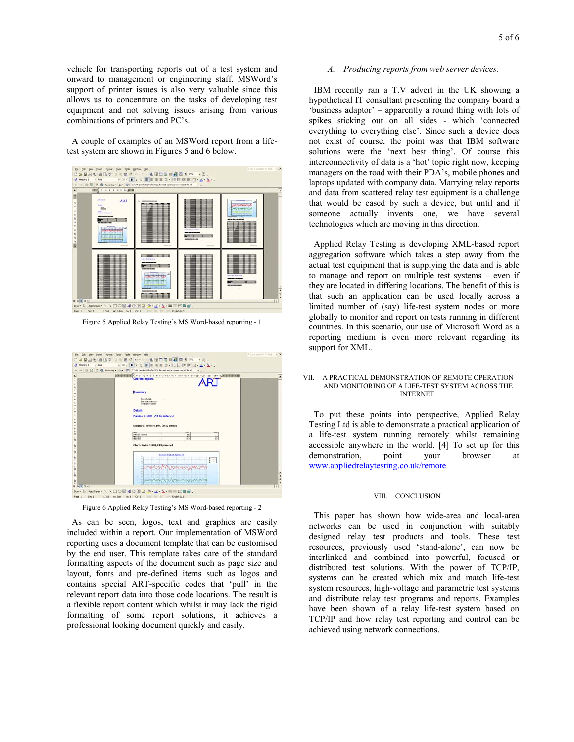vehicle for transporting reports out of a test system and onward to management or engineering staff. MSWord's support of printer issues is also very valuable since this allows us to concentrate on the tasks of developing test equipment and not solving issues arising from various combinations of printers and PC's.

A couple of examples of an MSWord report from a life-test system are shown in Figures 5 and 6 below.

Figure 5 Applied Relay Testing's MS Word-based reporting - 1

Figure 6 Applied Relay Testing's MS Word-based reporting - 2

As can be seen, logos, text and graphics are easily included within a report. Our implementation of MSWord reporting uses a document template that can be customised by the end user. This template takes care of the standard formatting aspects of the document such as page size and layout, fonts and pre-defined items such as logos and contains special ART-specific codes that 'pull' in the relevant report data into those code locations. The result is a flexible report content which whilst it may lack the rigid formatting of some report solutions, it achieves a professional looking document quickly and easily.

### *A. Producing reports from web server devices.*

IBM recently ran a T.V advert in the UK showing a hypothetical IT consultant presenting the company board a 'business adaptor' – apparently a round thing with lots of spikes sticking out on all sides - which 'connected everything to everything else'. Since such a device does not exist of course, the point was that IBM software solutions were the 'next best thing'. Of course this interconnectivity of data is a 'hot' topic right now, keeping managers on the road with their PDA's, mobile phones and laptops updated with company data. Marrying relay reports and data from scattered relay test equipment is a challenge that would be eased by such a device, but until and if someone actually invents one, we have several technologies which are moving in this direction.

Applied Relay Testing is developing XML-based report aggregation software which takes a step away from the actual test equipment that is supplying the data and is able to manage and report on multiple test systems – even if they are located in differing locations. The benefit of this is that such an application can be used locally across a limited number of (say) life-test system nodes or more globally to monitor and report on tests running in different countries. In this scenario, our use of Microsoft Word as a reporting medium is even more relevant regarding its support for XML.

## VII. A PRACTICAL DEMONSTRATION OF REMOTE OPERATION AND MONITORING OF A LIFE-TEST SYSTEM ACROSS THE INTERNET.

To put these points into perspective, Applied Relay Testing Ltd is able to demonstrate a practical application of a life-test system running remotely whilst remaining accessible anywhere in the world. [4] To set up for this demonstration, point your browser at www.appliedrelaytesting.co.uk/remote

## VIII. CONCLUSION

This paper has shown how wide-area and local-area networks can be used in conjunction with suitably designed relay test products and tools. These test resources, previously used 'stand-alone', can now be interlinked and combined into powerful, focused or distributed test solutions. With the power of TCP/IP, systems can be created which mix and match life-test system resources, high-voltage and parametric test systems and distribute relay test programs and reports. Examples have been shown of a relay life-test system based on TCP/IP and how relay test reporting and control can be achieved using network connections.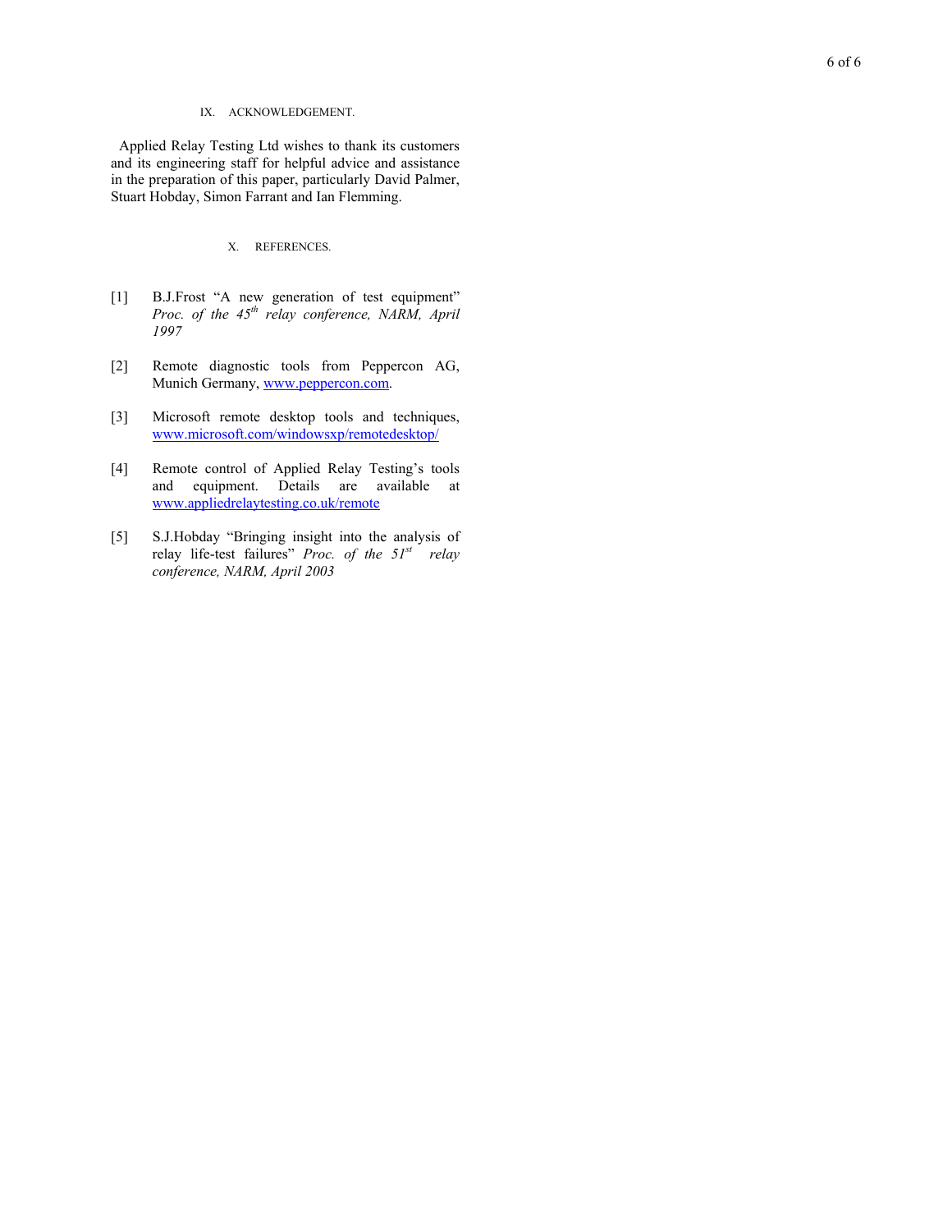## IX. ACKNOWLEDGEMENT.

Applied Relay Testing Ltd wishes to thank its customers and its engineering staff for helpful advice and assistance in the preparation of this paper, particularly David Palmer, Stuart Hobday, Simon Farrant and Ian Flemming.

## X. REFERENCES.

[1] B.J.Frost "A new generation of test equipment" *Proc. of the 45th relay conference, NARM, April 1997*

[2] Remote diagnostic tools from Peppercon AG, Munich Germany, www.peppercon.com.

[3] Microsoft remote desktop tools and techniques, www.microsoft.com/windowsxp/remotedesktop/

[4] Remote control of Applied Relay Testing's tools and equipment. Details are available at www.appliedrelaytesting.co.uk/remote

[5] S.J.Hobday "Bringing insight into the analysis of relay life-test failures" *Proc. of the 51st relay conference, NARM, April 2003*